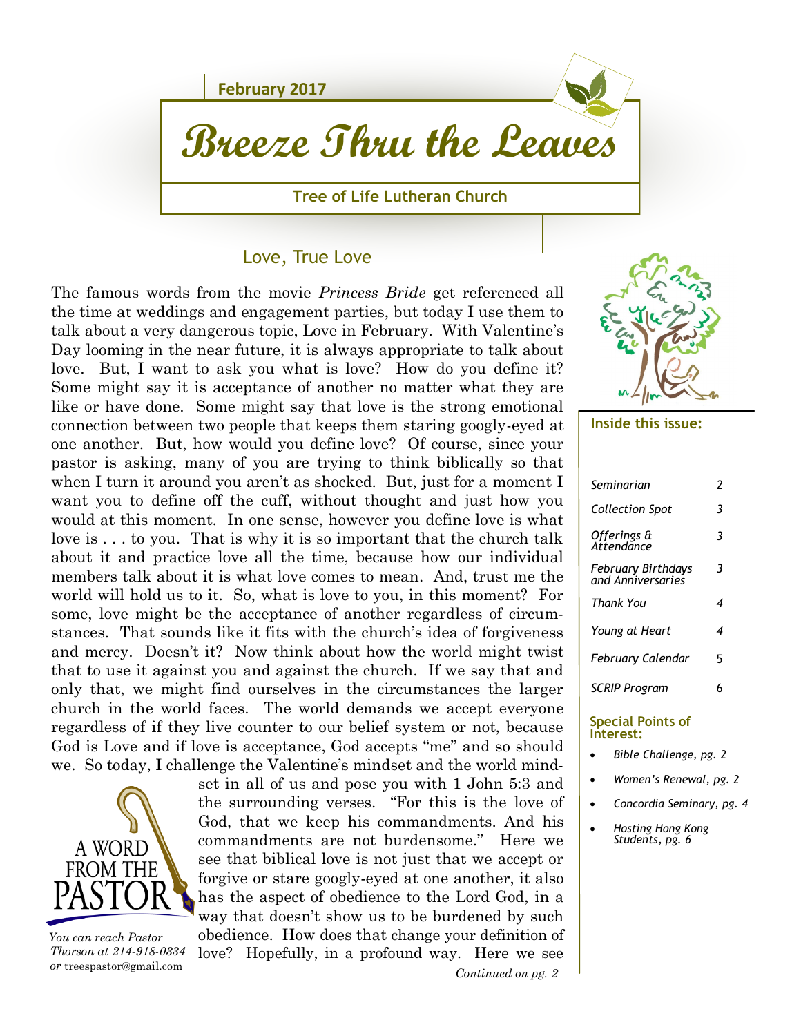February 2017

# Breeze Thru the Leaves

**Tree of Life Lutheran Church**

## Love, True Love

The famous words from the movie *Princess Bride* get referenced all the time at weddings and engagement parties, but today I use them to talk about a very dangerous topic, Love in February. With Valentine's Day looming in the near future, it is always appropriate to talk about love. But, I want to ask you what is love? How do you define it? Some might say it is acceptance of another no matter what they are like or have done. Some might say that love is the strong emotional connection between two people that keeps them staring googly-eyed at one another. But, how would you define love? Of course, since your pastor is asking, many of you are trying to think biblically so that when I turn it around you aren't as shocked. But, just for a moment I want you to define off the cuff, without thought and just how you would at this moment. In one sense, however you define love is what love is . . . to you. That is why it is so important that the church talk about it and practice love all the time, because how our individual members talk about it is what love comes to mean. And, trust me the world will hold us to it. So, what is love to you, in this moment? For some, love might be the acceptance of another regardless of circumstances. That sounds like it fits with the church's idea of forgiveness and mercy. Doesn't it? Now think about how the world might twist that to use it against you and against the church. If we say that and only that, we might find ourselves in the circumstances the larger church in the world faces. The world demands we accept everyone regardless of if they live counter to our belief system or not, because God is Love and if love is acceptance, God accepts "me" and so should we. So today, I challenge the Valentine's mindset and the world mindset in all of us and pose you with 1 John 5:3 and the surrounding verses. "For this is the love of God, that we keep his commandments. And his commandments are not burdensome." Here we see that biblical love is not just that we accept or forgive or stare googly-eyed at one another, it also has the aspect of obedience to the Lord God, in a way that doesn't show us to be burdened by such obedience. How does that change your definition of love? Hopefully, in a profound way. Here we see

*Continued on pg. 2*

A WORD FROM THE PASTOR

*You can reach Pastor Thorson at 214-918-0334 or* treespastor@gmail.com

**Inside this issue:**

| | |
|---|---|
| *Seminarian* | *2* |
| *Collection Spot* | *3* |
| *Offerings & Attendance* | *3* |
| *February Birthdays and Anniversaries* | *3* |
| *Thank You* | *4* |
| *Young at Heart* | *4* |
| *February Calendar* | 5 |
| *SCRIP Program* | 6 |

**Special Points of Interest:**

- *Bible Challenge, pg. 2*
- *Women's Renewal, pg. 2*
- *Concordia Seminary, pg. 4*
- *Hosting Hong Kong Students, pg. 6*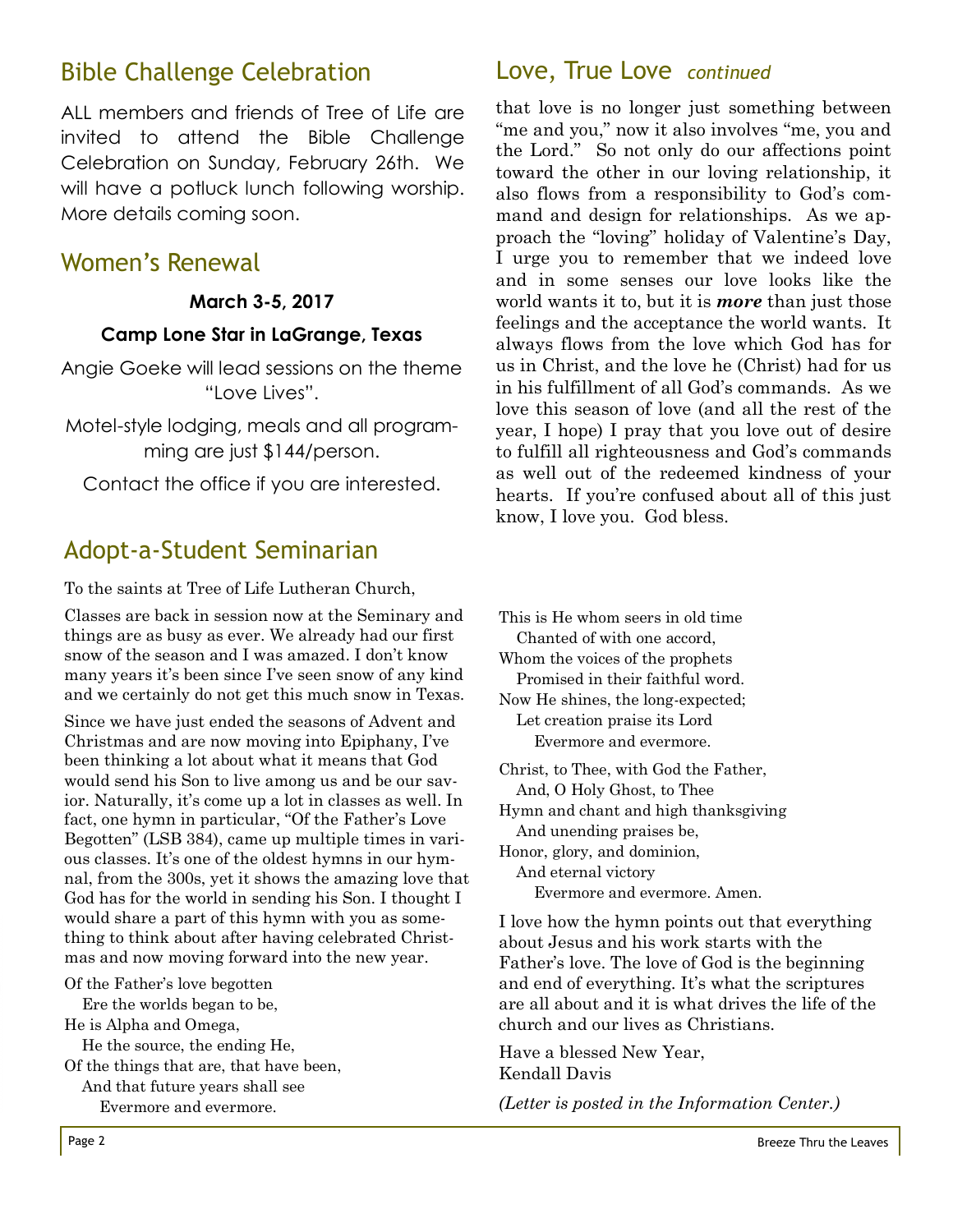## Bible Challenge Celebration

ALL members and friends of Tree of Life are invited to attend the Bible Challenge Celebration on Sunday, February 26th. We will have a potluck lunch following worship. More details coming soon.

## Women's Renewal

**March 3-5, 2017**

**Camp Lone Star in LaGrange, Texas**

Angie Goeke will lead sessions on the theme "Love Lives".

Motel-style lodging, meals and all programming are just $144/person.

Contact the office if you are interested.

## Adopt-a-Student Seminarian

To the saints at Tree of Life Lutheran Church,

Classes are back in session now at the Seminary and things are as busy as ever. We already had our first snow of the season and I was amazed. I don't know many years it's been since I've seen snow of any kind and we certainly do not get this much snow in Texas.

Since we have just ended the seasons of Advent and Christmas and are now moving into Epiphany, I've been thinking a lot about what it means that God would send his Son to live among us and be our savior. Naturally, it's come up a lot in classes as well. In fact, one hymn in particular, "Of the Father's Love Begotten" (LSB 384), came up multiple times in various classes. It's one of the oldest hymns in our hymnal, from the 300s, yet it shows the amazing love that God has for the world in sending his Son. I thought I would share a part of this hymn with you as something to think about after having celebrated Christmas and now moving forward into the new year.

Of the Father's love begotten
  Ere the worlds began to be,
He is Alpha and Omega,
  He the source, the ending He,
Of the things that are, that have been,
  And that future years shall see
    Evermore and evermore.

This is He whom seers in old time
  Chanted of with one accord,
Whom the voices of the prophets
  Promised in their faithful word.
Now He shines, the long-expected;
  Let creation praise its Lord
    Evermore and evermore.

Christ, to Thee, with God the Father,
  And, O Holy Ghost, to Thee
Hymn and chant and high thanksgiving
  And unending praises be,
Honor, glory, and dominion,
  And eternal victory
    Evermore and evermore. Amen.

I love how the hymn points out that everything about Jesus and his work starts with the Father's love. The love of God is the beginning and end of everything. It's what the scriptures are all about and it is what drives the life of the church and our lives as Christians.

Have a blessed New Year,
Kendall Davis

*(Letter is posted in the Information Center.)*

## Love, True Love *continued*

that love is no longer just something between "me and you," now it also involves "me, you and the Lord." So not only do our affections point toward the other in our loving relationship, it also flows from a responsibility to God's command and design for relationships. As we approach the "loving" holiday of Valentine's Day, I urge you to remember that we indeed love and in some senses our love looks like the world wants it to, but it is ***more*** than just those feelings and the acceptance the world wants. It always flows from the love which God has for us in Christ, and the love he (Christ) had for us in his fulfillment of all God's commands. As we love this season of love (and all the rest of the year, I hope) I pray that you love out of desire to fulfill all righteousness and God's commands as well out of the redeemed kindness of your hearts. If you're confused about all of this just know, I love you. God bless.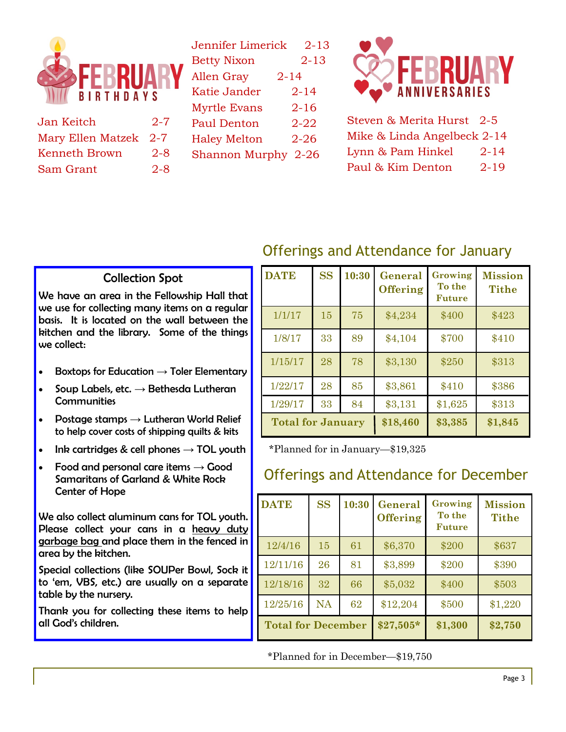## February Birthdays

Jan Keitch 2-7
Mary Ellen Matzek 2-7
Kenneth Brown 2-8
Sam Grant 2-8
Jennifer Limerick 2-13
Betty Nixon 2-13
Allen Gray 2-14
Katie Jander 2-14
Myrtle Evans 2-16
Paul Denton 2-22
Haley Melton 2-26
Shannon Murphy 2-26

## February Anniversaries

Steven & Merita Hurst 2-5
Mike & Linda Angelbeck 2-14
Lynn & Pam Hinkel 2-14
Paul & Kim Denton 2-19

### Collection Spot

We have an area in the Fellowship Hall that we use for collecting many items on a regular basis. It is located on the wall between the kitchen and the library. Some of the things we collect:

- Boxtops for Education → Toler Elementary
- Soup Labels, etc. → Bethesda Lutheran Communities
- Postage stamps → Lutheran World Relief to help cover costs of shipping quilts & kits
- Ink cartridges & cell phones → TOL youth
- Food and personal care items → Good Samaritans of Garland & White Rock Center of Hope

We also collect aluminum cans for TOL youth. Please collect your cans in a heavy duty garbage bag and place them in the fenced in area by the kitchen.

Special collections (like SOUPer Bowl, Sock it to 'em, VBS, etc.) are usually on a separate table by the nursery.

Thank you for collecting these items to help all God's children.

## Offerings and Attendance for January

| DATE | SS | 10:30 | General Offering | Growing To the Future | Mission Tithe |
|---|---|---|---|---|---|
| 1/1/17 | 15 | 75 | $4,234 | $400 | $423 |
| 1/8/17 | 33 | 89 | $4,104 | $700 | $410 |
| 1/15/17 | 28 | 78 | $3,130 | $250 | $313 |
| 1/22/17 | 28 | 85 | $3,861 | $410 | $386 |
| 1/29/17 | 33 | 84 | $3,131 | $1,625 | $313 |
| **Total for January** | | | **$18,460** | **$3,385** | **$1,845** |

*Planned for in January—$19,325

## Offerings and Attendance for December

| DATE | SS | 10:30 | General Offering | Growing To the Future | Mission Tithe |
|---|---|---|---|---|---|
| 12/4/16 | 15 | 61 | $6,370 | $200 | $637 |
| 12/11/16 | 26 | 81 | $3,899 | $200 | $390 |
| 12/18/16 | 32 | 66 | $5,032 | $400 | $503 |
| 12/25/16 | NA | 62 | $12,204 | $500 | $1,220 |
| **Total for December** | | | **$27,505*** | **$1,300** | **$2,750** |

*Planned for in December—$19,750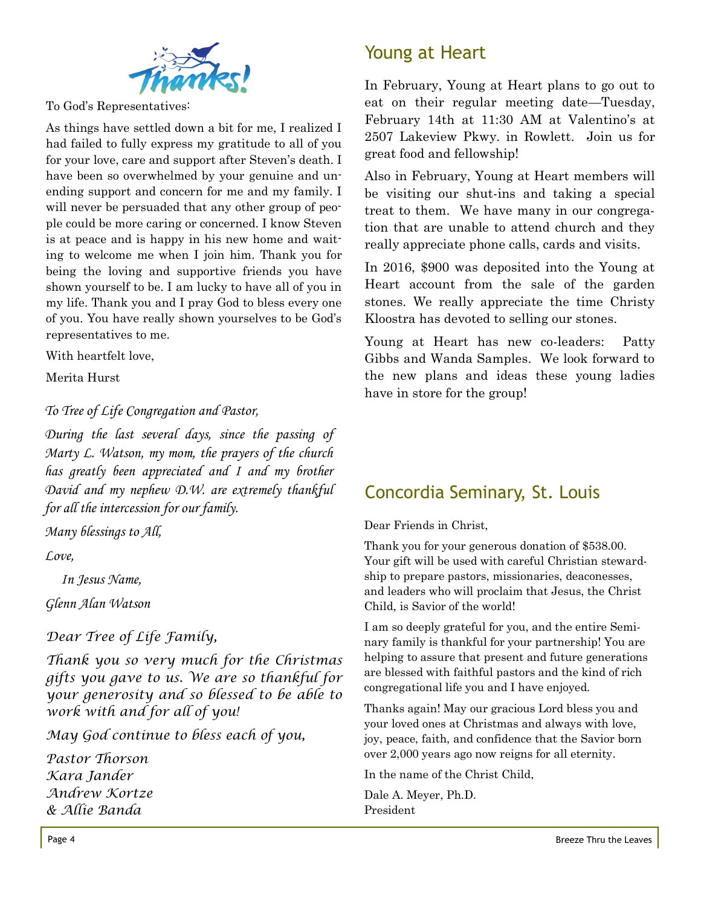# Thanks!

To God's Representatives:

As things have settled down a bit for me, I realized I had failed to fully express my gratitude to all of you for your love, care and support after Steven's death. I have been so overwhelmed by your genuine and unending support and concern for me and my family. I will never be persuaded that any other group of people could be more caring or concerned. I know Steven is at peace and is happy in his new home and waiting to welcome me when I join him. Thank you for being the loving and supportive friends you have shown yourself to be. I am lucky to have all of you in my life. Thank you and I pray God to bless every one of you. You have really shown yourselves to be God's representatives to me.

With heartfelt love,

Merita Hurst

*To Tree of Life Congregation and Pastor,*

*During the last several days, since the passing of Marty L. Watson, my mom, the prayers of the church has greatly been appreciated and I and my brother David and my nephew D.W. are extremely thankful for all the intercession for our family.*

*Many blessings to All,*

*Love,*

*In Jesus Name,*

*Glenn Alan Watson*

*Dear Tree of Life Family,*

*Thank you so very much for the Christmas gifts you gave to us. We are so thankful for your generosity and so blessed to be able to work with and for all of you!*

*May God continue to bless each of you,*

*Pastor Thorson*
*Kara Jander*
*Andrew Kortze*
*& Allie Banda*

## Young at Heart

In February, Young at Heart plans to go out to eat on their regular meeting date—Tuesday, February 14th at 11:30 AM at Valentino's at 2507 Lakeview Pkwy. in Rowlett. Join us for great food and fellowship!

Also in February, Young at Heart members will be visiting our shut-ins and taking a special treat to them. We have many in our congregation that are unable to attend church and they really appreciate phone calls, cards and visits.

In 2016, $900 was deposited into the Young at Heart account from the sale of the garden stones. We really appreciate the time Christy Kloostra has devoted to selling our stones.

Young at Heart has new co-leaders: Patty Gibbs and Wanda Samples. We look forward to the new plans and ideas these young ladies have in store for the group!

## Concordia Seminary, St. Louis

Dear Friends in Christ,

Thank you for your generous donation of $538.00. Your gift will be used with careful Christian stewardship to prepare pastors, missionaries, deaconesses, and leaders who will proclaim that Jesus, the Christ Child, is Savior of the world!

I am so deeply grateful for you, and the entire Seminary family is thankful for your partnership! You are helping to assure that present and future generations are blessed with faithful pastors and the kind of rich congregational life you and I have enjoyed.

Thanks again! May our gracious Lord bless you and your loved ones at Christmas and always with love, joy, peace, faith, and confidence that the Savior born over 2,000 years ago now reigns for all eternity.

In the name of the Christ Child,

Dale A. Meyer, Ph.D.
President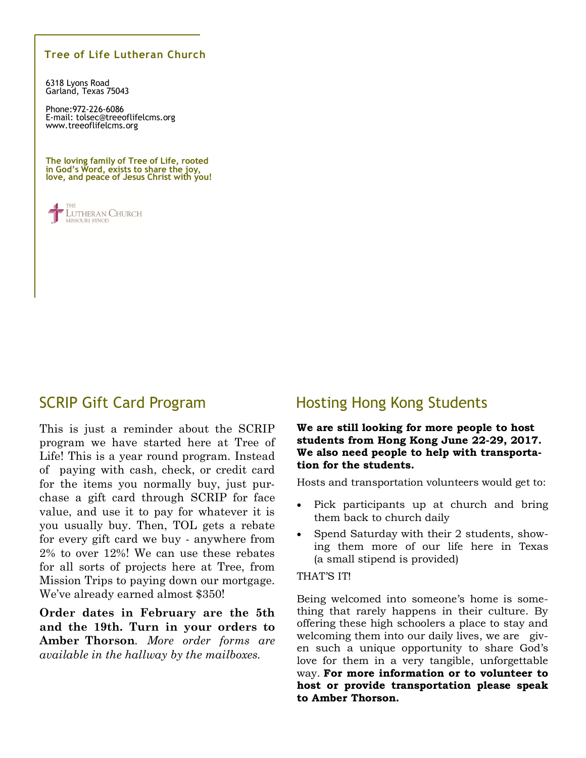**Tree of Life Lutheran Church**

6318 Lyons Road
Garland, Texas 75043

Phone:972-226-6086
E-mail: tolsec@treeoflifelcms.org
www.treeoflifelcms.org

**The loving family of Tree of Life, rooted in God's Word, exists to share the joy, love, and peace of Jesus Christ with you!**

THE LUTHERAN CHURCH MISSOURI SYNOD

## SCRIP Gift Card Program

This is just a reminder about the SCRIP program we have started here at Tree of Life! This is a year round program. Instead of paying with cash, check, or credit card for the items you normally buy, just purchase a gift card through SCRIP for face value, and use it to pay for whatever it is you usually buy. Then, TOL gets a rebate for every gift card we buy - anywhere from 2% to over 12%! We can use these rebates for all sorts of projects here at Tree, from Mission Trips to paying down our mortgage. We've already earned almost $350!

**Order dates in February are the 5th and the 19th. Turn in your orders to Amber Thorson**. *More order forms are available in the hallway by the mailboxes.*

## Hosting Hong Kong Students

**We are still looking for more people to host students from Hong Kong June 22-29, 2017. We also need people to help with transportation for the students.**

Hosts and transportation volunteers would get to:

- Pick participants up at church and bring them back to church daily
- Spend Saturday with their 2 students, showing them more of our life here in Texas (a small stipend is provided)

THAT'S IT!

Being welcomed into someone's home is something that rarely happens in their culture. By offering these high schoolers a place to stay and welcoming them into our daily lives, we are given such a unique opportunity to share God's love for them in a very tangible, unforgettable way. **For more information or to volunteer to host or provide transportation please speak to Amber Thorson.**